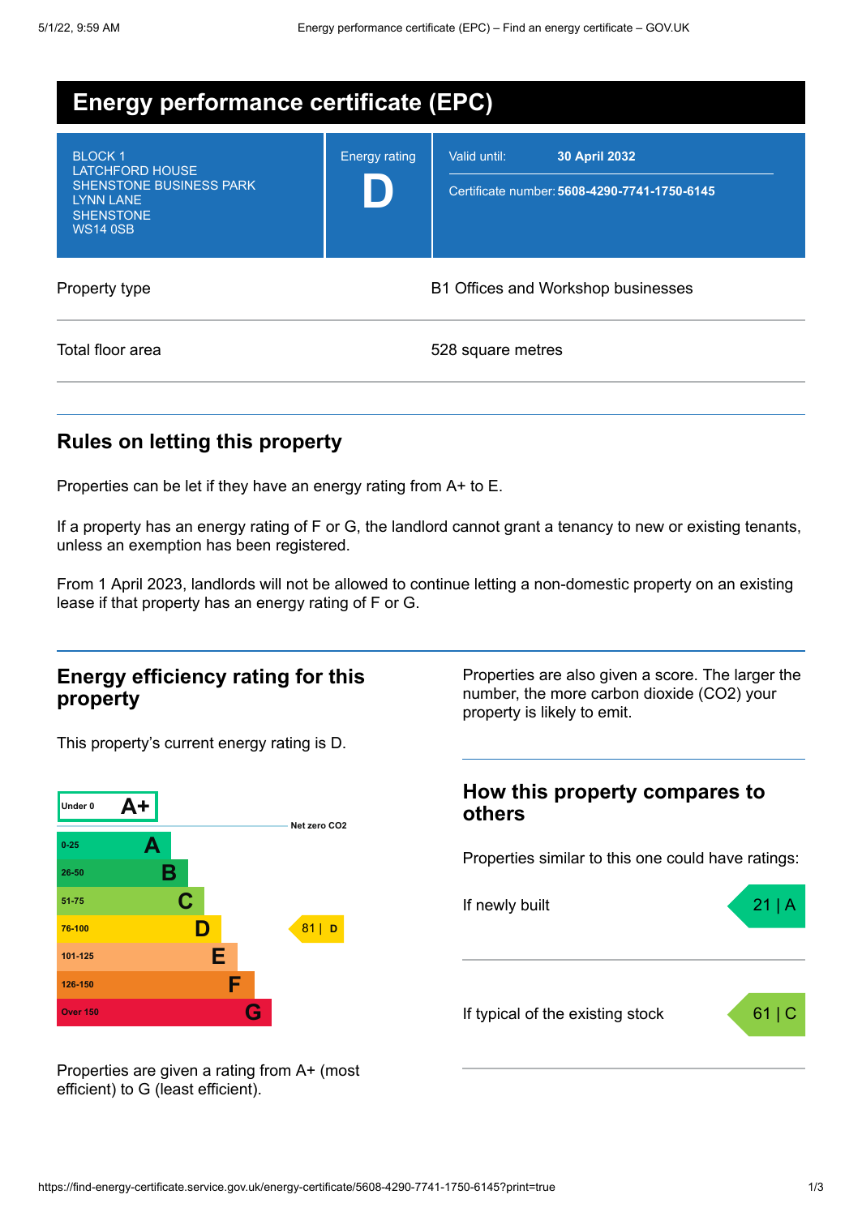# Energy performance certificate (EPC)

| | | |
|---|---|---|
| BLOCK 1<br>LATCHFORD HOUSE<br>SHENSTONE BUSINESS PARK<br>LYNN LANE<br>SHENSTONE<br>WS14 0SB | Energy rating<br>**D** | Valid until: **30 April 2032**<br>Certificate number: **5608-4290-7741-1750-6145** |

| | |
|---|---|
| Property type | B1 Offices and Workshop businesses |
| Total floor area | 528 square metres |

## Rules on letting this property

Properties can be let if they have an energy rating from A+ to E.

If a property has an energy rating of F or G, the landlord cannot grant a tenancy to new or existing tenants, unless an exemption has been registered.

From 1 April 2023, landlords will not be allowed to continue letting a non-domestic property on an existing lease if that property has an energy rating of F or G.

## Energy efficiency rating for this property

This property's current energy rating is D.

| Score | Rating |
|---|---|
| Under 0 | A+ |
| 0-25 | A |
| 26-50 | B |
| 51-75 | C |
| 76-100 | D |
| 101-125 | E |
| 126-150 | F |
| Over 150 | G |

Net zero CO2

This property: 81 | D

Properties are given a rating from A+ (most efficient) to G (least efficient).

Properties are also given a score. The larger the number, the more carbon dioxide ($CO_2$) your property is likely to emit.

## How this property compares to others

Properties similar to this one could have ratings:

| | |
|---|---|
| If newly built | 21 \| A |
| If typical of the existing stock | 61 \| C |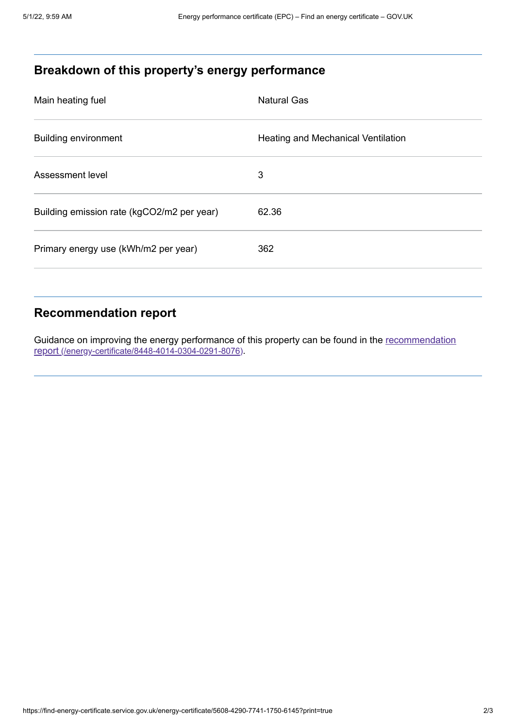## Breakdown of this property's energy performance

| | |
|---|---|
| Main heating fuel | Natural Gas |
| Building environment | Heating and Mechanical Ventilation |
| Assessment level | 3 |
| Building emission rate (kgCO2/m2 per year) | 62.36 |
| Primary energy use (kWh/m2 per year) | 362 |

## Recommendation report

Guidance on improving the energy performance of this property can be found in the [recommendation report (/energy-certificate/8448-4014-0304-0291-8076)](/energy-certificate/8448-4014-0304-0291-8076).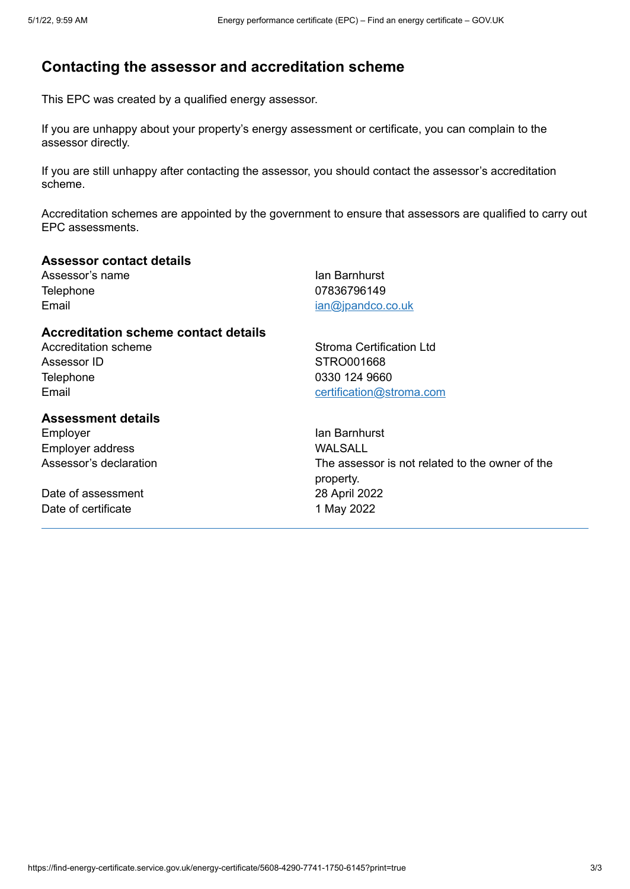## Contacting the assessor and accreditation scheme

This EPC was created by a qualified energy assessor.

If you are unhappy about your property's energy assessment or certificate, you can complain to the assessor directly.

If you are still unhappy after contacting the assessor, you should contact the assessor's accreditation scheme.

Accreditation schemes are appointed by the government to ensure that assessors are qualified to carry out EPC assessments.

### Assessor contact details

| | |
|---|---|
| Assessor's name | Ian Barnhurst |
| Telephone | 07836796149 |
| Email | ian@jpandco.co.uk |

### Accreditation scheme contact details

| | |
|---|---|
| Accreditation scheme | Stroma Certification Ltd |
| Assessor ID | STRO001668 |
| Telephone | 0330 124 9660 |
| Email | certification@stroma.com |

### Assessment details

| | |
|---|---|
| Employer | Ian Barnhurst |
| Employer address | WALSALL |
| Assessor's declaration | The assessor is not related to the owner of the property. |
| Date of assessment | 28 April 2022 |
| Date of certificate | 1 May 2022 |